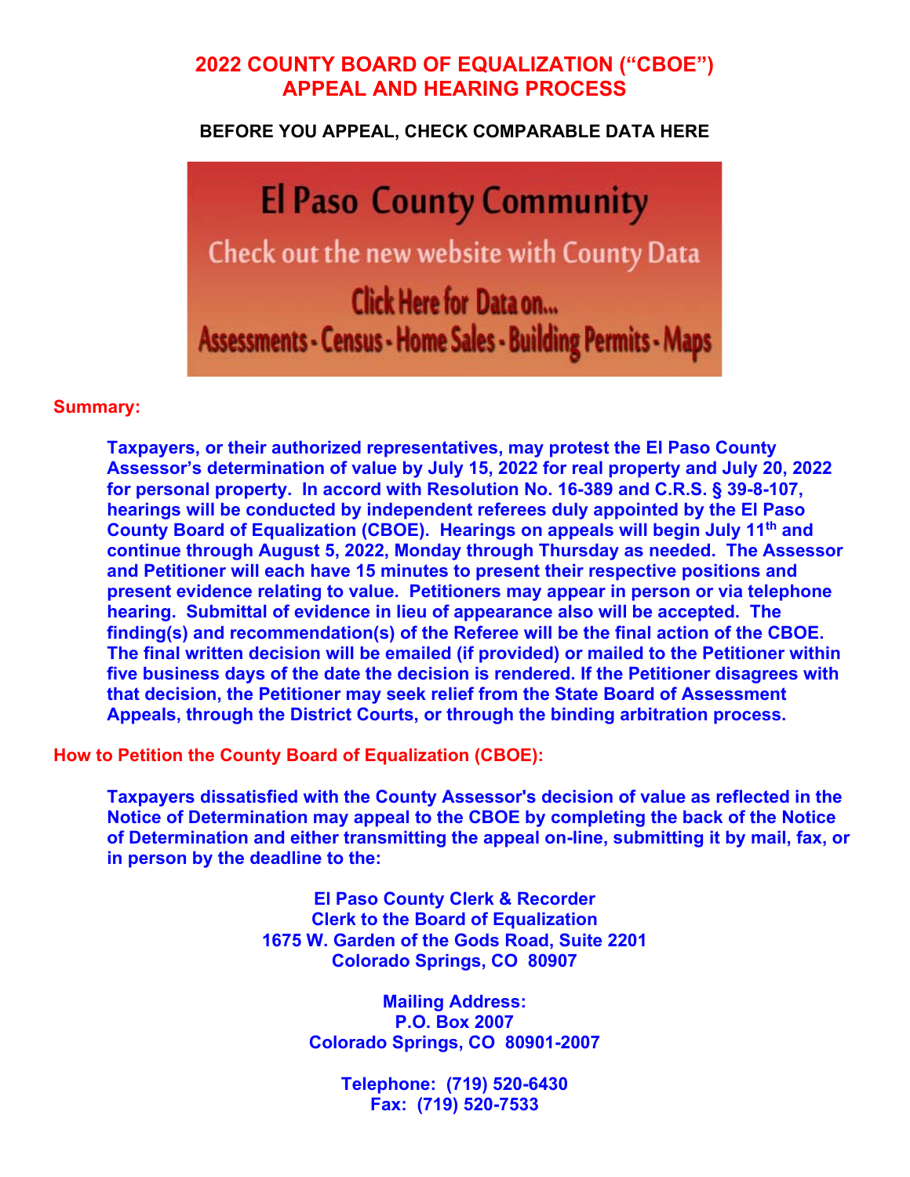# 2022 COUNTY BOARD OF EQUALIZATION ("CBOE") APPEAL AND HEARING PROCESS

**BEFORE YOU APPEAL, CHECK COMPARABLE DATA HERE**

El Paso County Community

Check out the new website with County Data

Click Here for Data on...

Assessments - Census - Home Sales - Building Permits - Maps

## Summary:

**Taxpayers, or their authorized representatives, may protest the El Paso County Assessor's determination of value by July 15, 2022 for real property and July 20, 2022 for personal property. In accord with Resolution No. 16-389 and C.R.S. § 39-8-107, hearings will be conducted by independent referees duly appointed by the El Paso County Board of Equalization (CBOE). Hearings on appeals will begin July 11th and continue through August 5, 2022, Monday through Thursday as needed. The Assessor and Petitioner will each have 15 minutes to present their respective positions and present evidence relating to value. Petitioners may appear in person or via telephone hearing. Submittal of evidence in lieu of appearance also will be accepted. The finding(s) and recommendation(s) of the Referee will be the final action of the CBOE. The final written decision will be emailed (if provided) or mailed to the Petitioner within five business days of the date the decision is rendered. If the Petitioner disagrees with that decision, the Petitioner may seek relief from the State Board of Assessment Appeals, through the District Courts, or through the binding arbitration process.**

## How to Petition the County Board of Equalization (CBOE):

**Taxpayers dissatisfied with the County Assessor's decision of value as reflected in the Notice of Determination may appeal to the CBOE by completing the back of the Notice of Determination and either transmitting the appeal on-line, submitting it by mail, fax, or in person by the deadline to the:**

**El Paso County Clerk & Recorder**
**Clerk to the Board of Equalization**
**1675 W. Garden of the Gods Road, Suite 2201**
**Colorado Springs, CO 80907**

**Mailing Address:**
**P.O. Box 2007**
**Colorado Springs, CO 80901-2007**

**Telephone: (719) 520-6430**
**Fax: (719) 520-7533**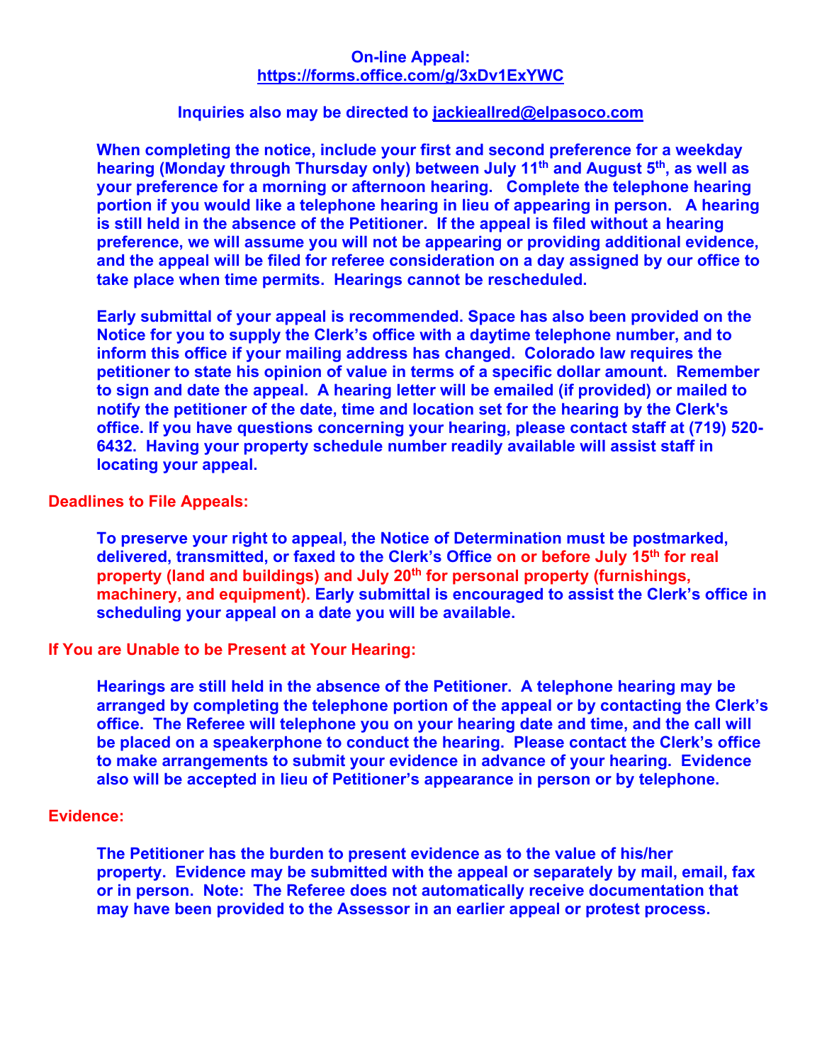**On-line Appeal:**
**https://forms.office.com/g/3xDv1ExYWC**

**Inquiries also may be directed to jackieallred@elpasoco.com**

**When completing the notice, include your first and second preference for a weekday hearing (Monday through Thursday only) between July 11th and August 5th, as well as your preference for a morning or afternoon hearing. Complete the telephone hearing portion if you would like a telephone hearing in lieu of appearing in person. A hearing is still held in the absence of the Petitioner. If the appeal is filed without a hearing preference, we will assume you will not be appearing or providing additional evidence, and the appeal will be filed for referee consideration on a day assigned by our office to take place when time permits. Hearings cannot be rescheduled.**

**Early submittal of your appeal is recommended. Space has also been provided on the Notice for you to supply the Clerk's office with a daytime telephone number, and to inform this office if your mailing address has changed. Colorado law requires the petitioner to state his opinion of value in terms of a specific dollar amount. Remember to sign and date the appeal. A hearing letter will be emailed (if provided) or mailed to notify the petitioner of the date, time and location set for the hearing by the Clerk's office. If you have questions concerning your hearing, please contact staff at (719) 520-6432. Having your property schedule number readily available will assist staff in locating your appeal.**

## Deadlines to File Appeals:

**To preserve your right to appeal, the Notice of Determination must be postmarked, delivered, transmitted, or faxed to the Clerk's Office on or before July 15th for real property (land and buildings) and July 20th for personal property (furnishings, machinery, and equipment). Early submittal is encouraged to assist the Clerk's office in scheduling your appeal on a date you will be available.**

## If You are Unable to be Present at Your Hearing:

**Hearings are still held in the absence of the Petitioner. A telephone hearing may be arranged by completing the telephone portion of the appeal or by contacting the Clerk's office. The Referee will telephone you on your hearing date and time, and the call will be placed on a speakerphone to conduct the hearing. Please contact the Clerk's office to make arrangements to submit your evidence in advance of your hearing. Evidence also will be accepted in lieu of Petitioner's appearance in person or by telephone.**

## Evidence:

**The Petitioner has the burden to present evidence as to the value of his/her property. Evidence may be submitted with the appeal or separately by mail, email, fax or in person. Note: The Referee does not automatically receive documentation that may have been provided to the Assessor in an earlier appeal or protest process.**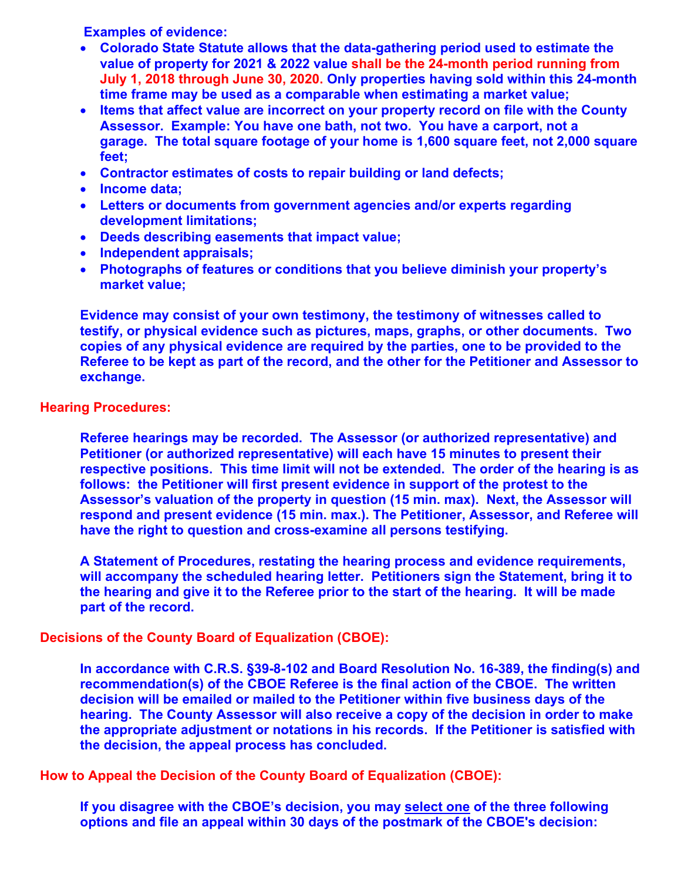**Examples of evidence:**

- **Colorado State Statute allows that the data-gathering period used to estimate the value of property for 2021 & 2022 value shall be the 24-month period running from July 1, 2018 through June 30, 2020. Only properties having sold within this 24-month time frame may be used as a comparable when estimating a market value;**
- **Items that affect value are incorrect on your property record on file with the County Assessor. Example: You have one bath, not two. You have a carport, not a garage. The total square footage of your home is 1,600 square feet, not 2,000 square feet;**
- **Contractor estimates of costs to repair building or land defects;**
- **Income data;**
- **Letters or documents from government agencies and/or experts regarding development limitations;**
- **Deeds describing easements that impact value;**
- **Independent appraisals;**
- **Photographs of features or conditions that you believe diminish your property's market value;**

**Evidence may consist of your own testimony, the testimony of witnesses called to testify, or physical evidence such as pictures, maps, graphs, or other documents. Two copies of any physical evidence are required by the parties, one to be provided to the Referee to be kept as part of the record, and the other for the Petitioner and Assessor to exchange.**

## Hearing Procedures:

**Referee hearings may be recorded. The Assessor (or authorized representative) and Petitioner (or authorized representative) will each have 15 minutes to present their respective positions. This time limit will not be extended. The order of the hearing is as follows: the Petitioner will first present evidence in support of the protest to the Assessor's valuation of the property in question (15 min. max). Next, the Assessor will respond and present evidence (15 min. max.). The Petitioner, Assessor, and Referee will have the right to question and cross-examine all persons testifying.**

**A Statement of Procedures, restating the hearing process and evidence requirements, will accompany the scheduled hearing letter. Petitioners sign the Statement, bring it to the hearing and give it to the Referee prior to the start of the hearing. It will be made part of the record.**

## Decisions of the County Board of Equalization (CBOE):

**In accordance with C.R.S. §39-8-102 and Board Resolution No. 16-389, the finding(s) and recommendation(s) of the CBOE Referee is the final action of the CBOE. The written decision will be emailed or mailed to the Petitioner within five business days of the hearing. The County Assessor will also receive a copy of the decision in order to make the appropriate adjustment or notations in his records. If the Petitioner is satisfied with the decision, the appeal process has concluded.**

## How to Appeal the Decision of the County Board of Equalization (CBOE):

**If you disagree with the CBOE's decision, you may select one of the three following options and file an appeal within 30 days of the postmark of the CBOE's decision:**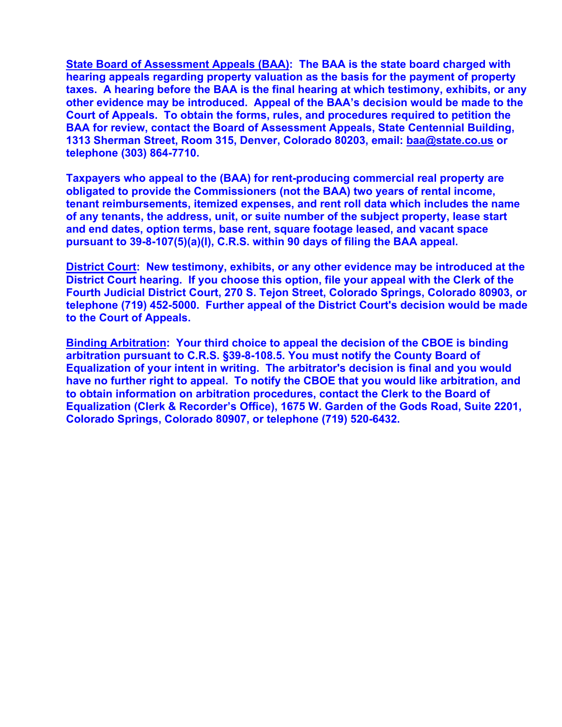**State Board of Assessment Appeals (BAA): The BAA is the state board charged with hearing appeals regarding property valuation as the basis for the payment of property taxes. A hearing before the BAA is the final hearing at which testimony, exhibits, or any other evidence may be introduced. Appeal of the BAA's decision would be made to the Court of Appeals. To obtain the forms, rules, and procedures required to petition the BAA for review, contact the Board of Assessment Appeals, State Centennial Building, 1313 Sherman Street, Room 315, Denver, Colorado 80203, email: baa@state.co.us or telephone (303) 864-7710.**

**Taxpayers who appeal to the (BAA) for rent-producing commercial real property are obligated to provide the Commissioners (not the BAA) two years of rental income, tenant reimbursements, itemized expenses, and rent roll data which includes the name of any tenants, the address, unit, or suite number of the subject property, lease start and end dates, option terms, base rent, square footage leased, and vacant space pursuant to 39-8-107(5)(a)(I), C.R.S. within 90 days of filing the BAA appeal.**

**District Court: New testimony, exhibits, or any other evidence may be introduced at the District Court hearing. If you choose this option, file your appeal with the Clerk of the Fourth Judicial District Court, 270 S. Tejon Street, Colorado Springs, Colorado 80903, or telephone (719) 452-5000. Further appeal of the District Court's decision would be made to the Court of Appeals.**

**Binding Arbitration: Your third choice to appeal the decision of the CBOE is binding arbitration pursuant to C.R.S. §39-8-108.5. You must notify the County Board of Equalization of your intent in writing. The arbitrator's decision is final and you would have no further right to appeal. To notify the CBOE that you would like arbitration, and to obtain information on arbitration procedures, contact the Clerk to the Board of Equalization (Clerk & Recorder's Office), 1675 W. Garden of the Gods Road, Suite 2201, Colorado Springs, Colorado 80907, or telephone (719) 520-6432.**